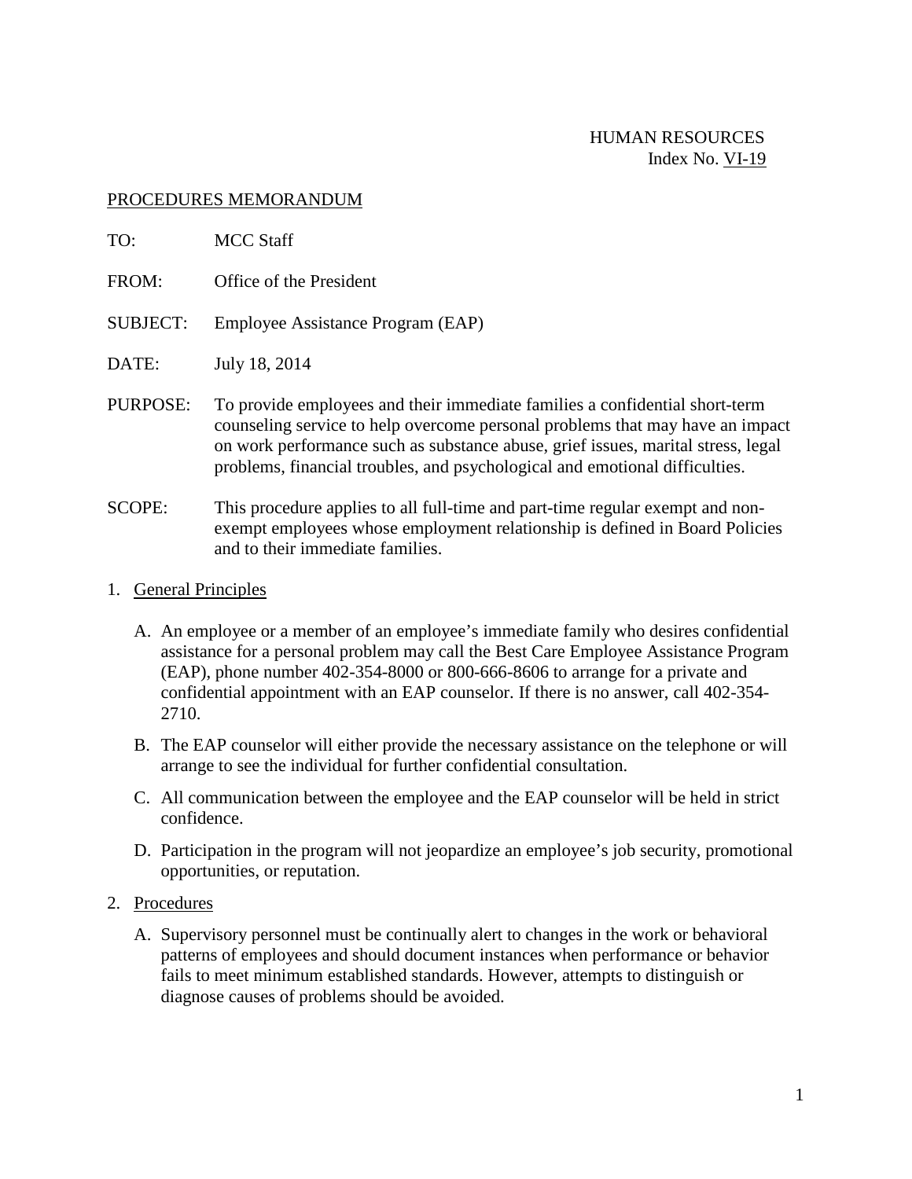HUMAN RESOURCES
Index No. VI-19

PROCEDURES MEMORANDUM

TO: MCC Staff

FROM: Office of the President

SUBJECT: Employee Assistance Program (EAP)

DATE: July 18, 2014

PURPOSE: To provide employees and their immediate families a confidential short-term counseling service to help overcome personal problems that may have an impact on work performance such as substance abuse, grief issues, marital stress, legal problems, financial troubles, and psychological and emotional difficulties.

SCOPE: This procedure applies to all full-time and part-time regular exempt and non-exempt employees whose employment relationship is defined in Board Policies and to their immediate families.

1. General Principles

   A. An employee or a member of an employee's immediate family who desires confidential assistance for a personal problem may call the Best Care Employee Assistance Program (EAP), phone number 402-354-8000 or 800-666-8606 to arrange for a private and confidential appointment with an EAP counselor. If there is no answer, call 402-354-2710.

   B. The EAP counselor will either provide the necessary assistance on the telephone or will arrange to see the individual for further confidential consultation.

   C. All communication between the employee and the EAP counselor will be held in strict confidence.

   D. Participation in the program will not jeopardize an employee's job security, promotional opportunities, or reputation.

2. Procedures

   A. Supervisory personnel must be continually alert to changes in the work or behavioral patterns of employees and should document instances when performance or behavior fails to meet minimum established standards. However, attempts to distinguish or diagnose causes of problems should be avoided.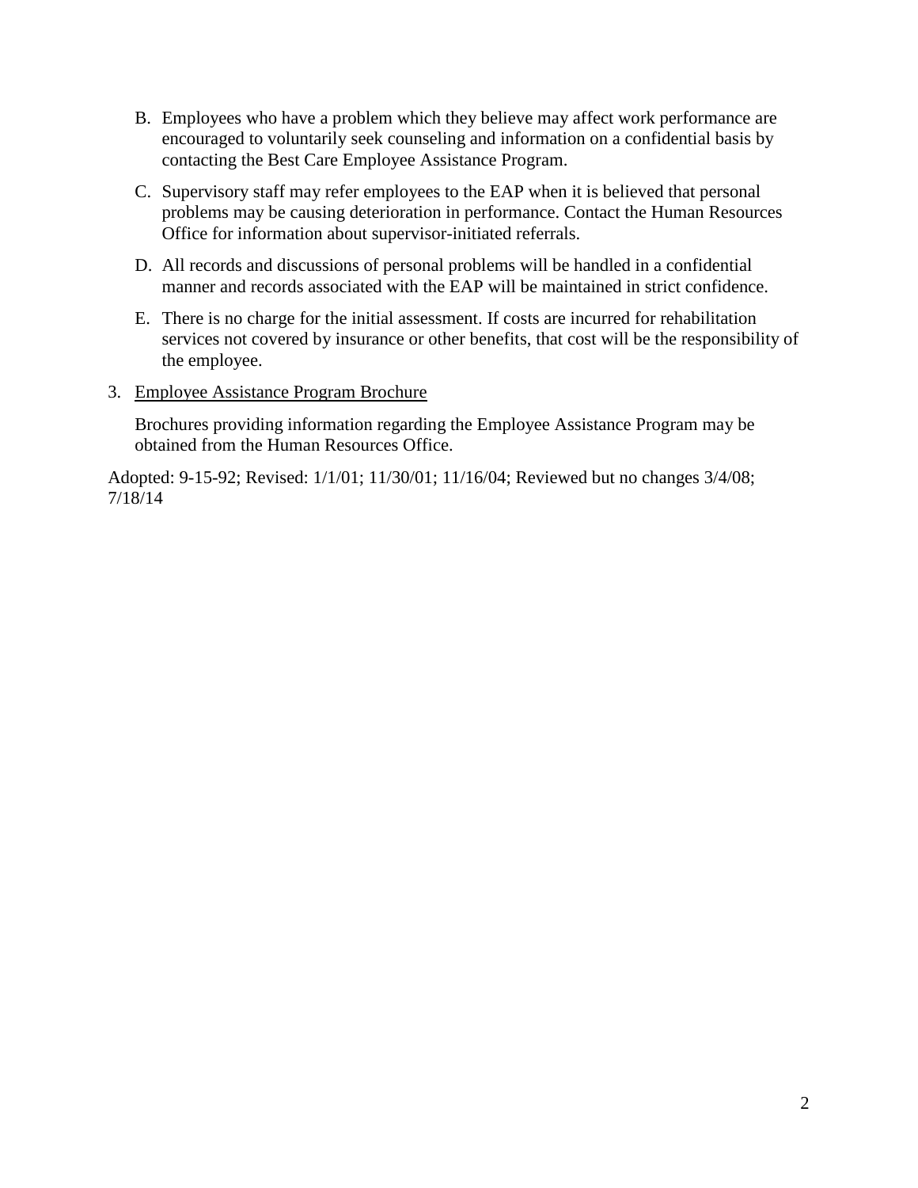B. Employees who have a problem which they believe may affect work performance are encouraged to voluntarily seek counseling and information on a confidential basis by contacting the Best Care Employee Assistance Program.

C. Supervisory staff may refer employees to the EAP when it is believed that personal problems may be causing deterioration in performance. Contact the Human Resources Office for information about supervisor-initiated referrals.

D. All records and discussions of personal problems will be handled in a confidential manner and records associated with the EAP will be maintained in strict confidence.

E. There is no charge for the initial assessment. If costs are incurred for rehabilitation services not covered by insurance or other benefits, that cost will be the responsibility of the employee.

3. Employee Assistance Program Brochure

   Brochures providing information regarding the Employee Assistance Program may be obtained from the Human Resources Office.

Adopted: 9-15-92; Revised: 1/1/01; 11/30/01; 11/16/04; Reviewed but no changes 3/4/08; 7/18/14